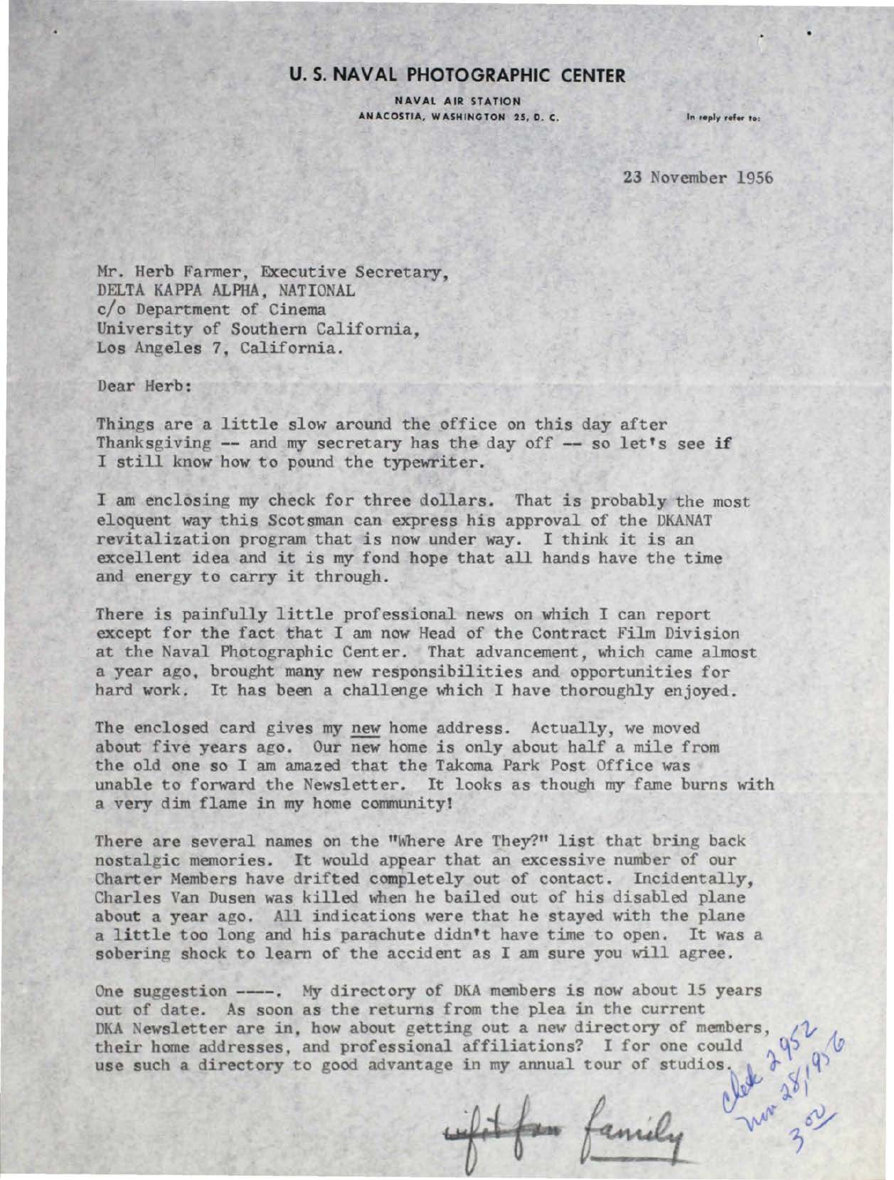# U. S. NAVAL PHOTOGRAPHIC CENTER

NAVAL AIR STATION
ANACOSTIA, WASHINGTON 25, D. C.

In reply refer to:

23 November 1956

Mr. Herb Farmer, Executive Secretary,
DELTA KAPPA ALPHA, NATIONAL
c/o Department of Cinema
University of Southern California,
Los Angeles 7, California.

Dear Herb:

Things are a little slow around the office on this day after Thanksgiving -- and my secretary has the day off -- so let's see if I still know how to pound the typewriter.

I am enclosing my check for three dollars. That is probably the most eloquent way this Scotsman can express his approval of the DKANAT revitalization program that is now under way. I think it is an excellent idea and it is my fond hope that all hands have the time and energy to carry it through.

There is painfully little professional news on which I can report except for the fact that I am now Head of the Contract Film Division at the Naval Photographic Center. That advancement, which came almost a year ago, brought many new responsibilities and opportunities for hard work. It has been a challenge which I have thoroughly enjoyed.

The enclosed card gives my new home address. Actually, we moved about five years ago. Our new home is only about half a mile from the old one so I am amazed that the Takoma Park Post Office was unable to forward the Newsletter. It looks as though my fame burns with a very dim flame in my home community!

There are several names on the "Where Are They?" list that bring back nostalgic memories. It would appear that an excessive number of our Charter Members have drifted completely out of contact. Incidentally, Charles Van Dusen was killed when he bailed out of his disabled plane about a year ago. All indications were that he stayed with the plane a little too long and his parachute didn't have time to open. It was a sobering shock to learn of the accident as I am sure you will agree.

One suggestion ----. My directory of DKA members is now about 15 years out of date. As soon as the returns from the plea in the current DKA Newsletter are in, how about getting out a new directory of members, their home addresses, and professional affiliations? I for one could use such a directory to good advantage in my annual tour of studios.

check 2952
Nov 28, 1956
3.00

wife/fam family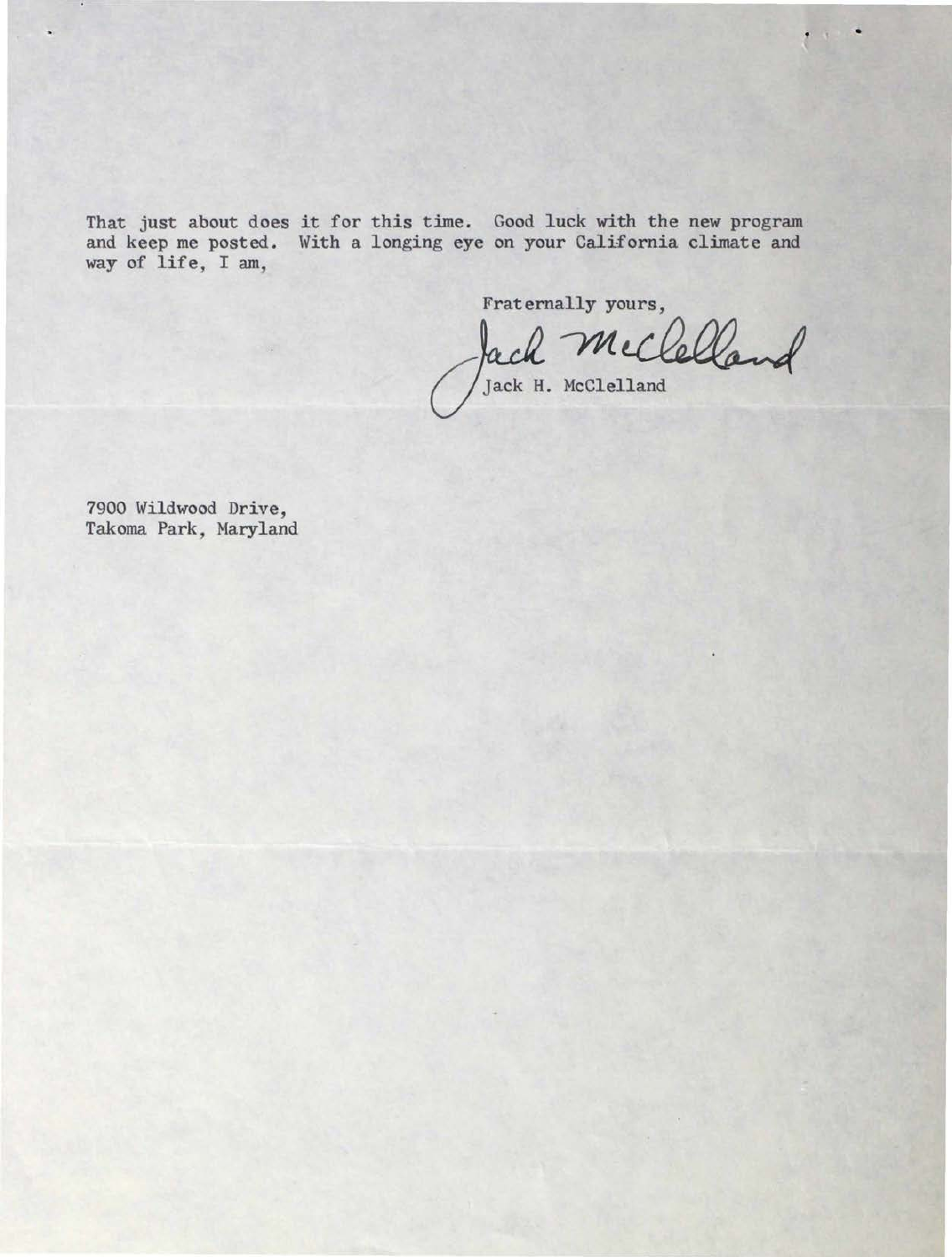That just about does it for this time. Good luck with the new program and keep me posted. With a longing eye on your California climate and way of life, I am,

Fraternally yours,

Jack McClelland

Jack H. McClelland

7900 Wildwood Drive,
Takoma Park, Maryland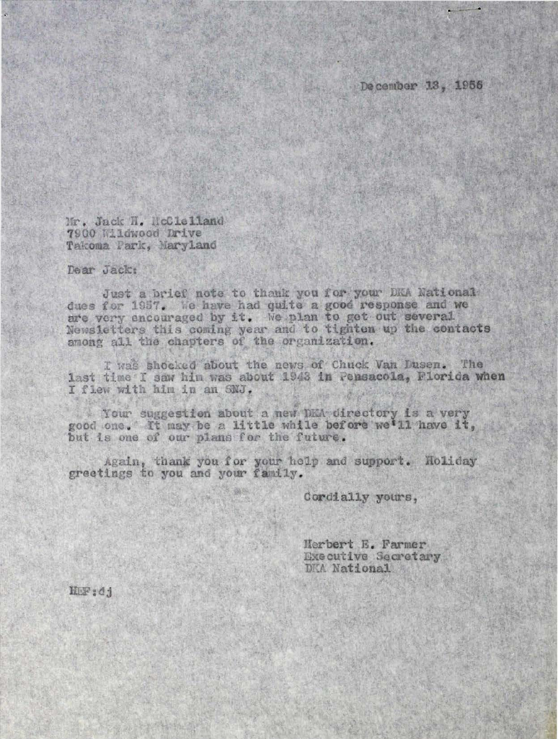December 13, 1956

Mr. Jack H. McClelland
7900 Wildwood Drive
Takoma Park, Maryland

Dear Jack:

Just a brief note to thank you for your DKA National dues for 1957. We have had quite a good response and we are very encouraged by it. We plan to get out several Newsletters this coming year and to tighten up the contacts among all the chapters of the organization.

I was shocked about the news of Chuck Van Dusen. The last time I saw him was about 1943 in Pensacola, Florida when I flew with him in an SNJ.

Your suggestion about a new DKA directory is a very good one. It may be a little while before we'll have it, but is one of our plans for the future.

Again, thank you for your help and support. Holiday greetings to you and your family.

Cordially yours,

Herbert E. Farmer
Executive Secretary
DKA National

HEF:dj